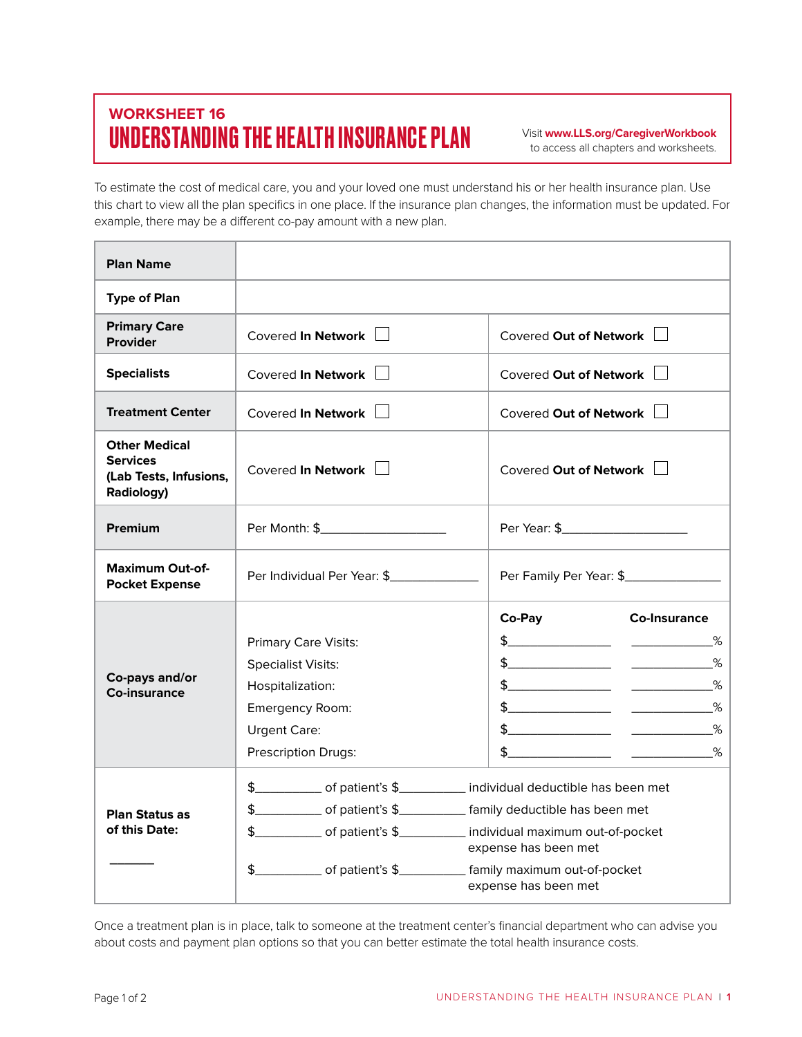WORKSHEET 16

# UNDERSTANDING THE HEALTH INSURANCE PLAN

Visit **www.LLS.org/CaregiverWorkbook** to access all chapters and worksheets.

To estimate the cost of medical care, you and your loved one must understand his or her health insurance plan. Use this chart to view all the plan specifics in one place. If the insurance plan changes, the information must be updated. For example, there may be a different co-pay amount with a new plan.

| | | |
|---|---|---|
| **Plan Name** | | |
| **Type of Plan** | | |
| **Primary Care Provider** | Covered **In Network** ☐ | Covered **Out of Network** ☐ |
| **Specialists** | Covered **In Network** ☐ | Covered **Out of Network** ☐ |
| **Treatment Center** | Covered **In Network** ☐ | Covered **Out of Network** ☐ |
| **Other Medical Services (Lab Tests, Infusions, Radiology)** | Covered **In Network** ☐ | Covered **Out of Network** ☐ |
| **Premium** | Per Month: $__________________ | Per Year: $__________________ |
| **Maximum Out-of-Pocket Expense** | Per Individual Per Year: $_____________ | Per Family Per Year: $_____________ |

| **Co-pays and/or Co-insurance** | | **Co-Pay** | **Co-Insurance** |
|---|---|---|---|
| | Primary Care Visits: | $_______________ | ___________% |
| | Specialist Visits: | $_______________ | ___________% |
| | Hospitalization: | $_______________ | ___________% |
| | Emergency Room: | $_______________ | ___________% |
| | Urgent Care: | $_______________ | ___________% |
| | Prescription Drugs: | $_______________ | ___________% |

| **Plan Status as of this Date:** ______ | |
|---|---|
| | $__________ of patient's $__________ individual deductible has been met |
| | $__________ of patient's $__________ family deductible has been met |
| | $__________ of patient's $__________ individual maximum out-of-pocket expense has been met |
| | $__________ of patient's $__________ family maximum out-of-pocket expense has been met |

Once a treatment plan is in place, talk to someone at the treatment center's financial department who can advise you about costs and payment plan options so that you can better estimate the total health insurance costs.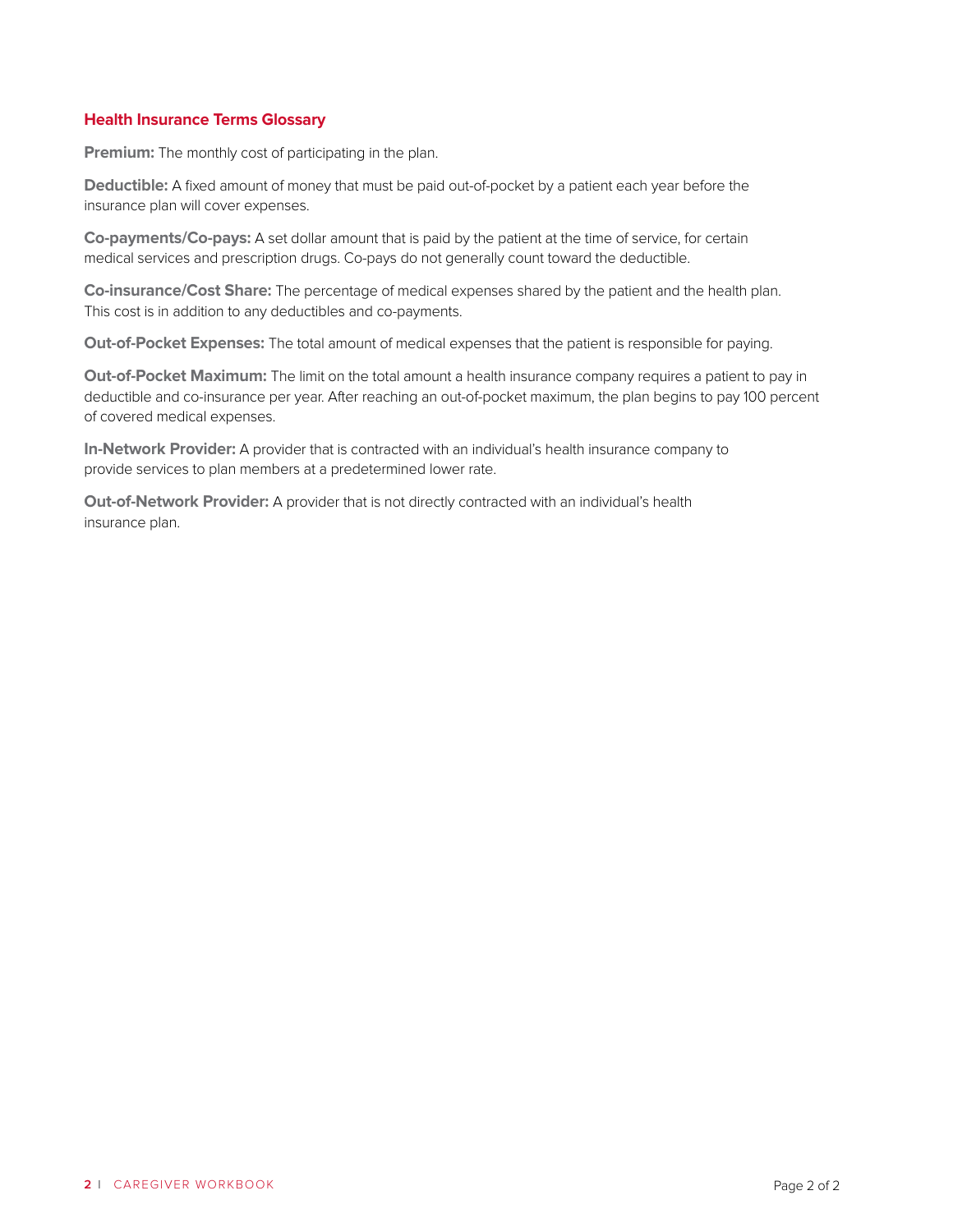## Health Insurance Terms Glossary

**Premium:** The monthly cost of participating in the plan.

**Deductible:** A fixed amount of money that must be paid out-of-pocket by a patient each year before the insurance plan will cover expenses.

**Co-payments/Co-pays:** A set dollar amount that is paid by the patient at the time of service, for certain medical services and prescription drugs. Co-pays do not generally count toward the deductible.

**Co-insurance/Cost Share:** The percentage of medical expenses shared by the patient and the health plan. This cost is in addition to any deductibles and co-payments.

**Out-of-Pocket Expenses:** The total amount of medical expenses that the patient is responsible for paying.

**Out-of-Pocket Maximum:** The limit on the total amount a health insurance company requires a patient to pay in deductible and co-insurance per year. After reaching an out-of-pocket maximum, the plan begins to pay 100 percent of covered medical expenses.

**In-Network Provider:** A provider that is contracted with an individual's health insurance company to provide services to plan members at a predetermined lower rate.

**Out-of-Network Provider:** A provider that is not directly contracted with an individual's health insurance plan.